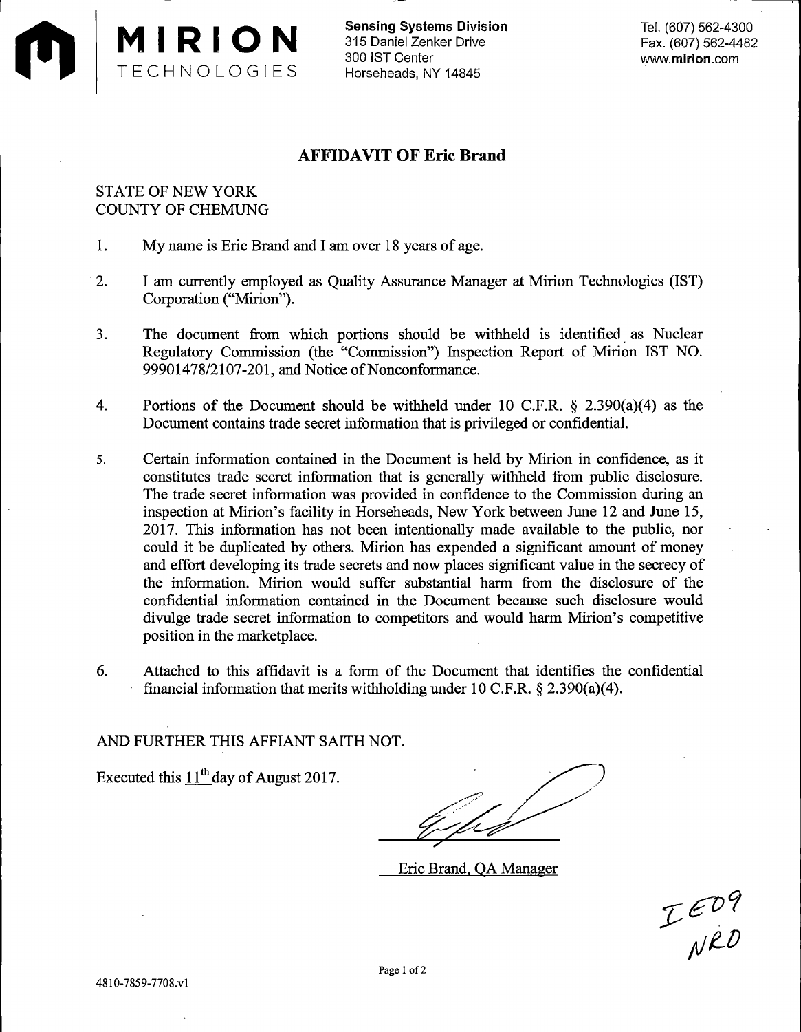**MIRION** TECHNOLOGIES

**Sensing Systems Division**
315 Daniel Zenker Drive
300 IST Center
Horseheads, NY 14845

Tel. (607) 562-4300
Fax. (607) 562-4482
www.mirion.com

## AFFIDAVIT OF Eric Brand

STATE OF NEW YORK
COUNTY OF CHEMUNG

1. My name is Eric Brand and I am over 18 years of age.

2. I am currently employed as Quality Assurance Manager at Mirion Technologies (IST) Corporation ("Mirion").

3. The document from which portions should be withheld is identified as Nuclear Regulatory Commission (the "Commission") Inspection Report of Mirion IST NO. 99901478/2107-201, and Notice of Nonconformance.

4. Portions of the Document should be withheld under 10 C.F.R. § 2.390(a)(4) as the Document contains trade secret information that is privileged or confidential.

5. Certain information contained in the Document is held by Mirion in confidence, as it constitutes trade secret information that is generally withheld from public disclosure. The trade secret information was provided in confidence to the Commission during an inspection at Mirion's facility in Horseheads, New York between June 12 and June 15, 2017. This information has not been intentionally made available to the public, nor could it be duplicated by others. Mirion has expended a significant amount of money and effort developing its trade secrets and now places significant value in the secrecy of the information. Mirion would suffer substantial harm from the disclosure of the confidential information contained in the Document because such disclosure would divulge trade secret information to competitors and would harm Mirion's competitive position in the marketplace.

6. Attached to this affidavit is a form of the Document that identifies the confidential financial information that merits withholding under 10 C.F.R. § 2.390(a)(4).

AND FURTHER THIS AFFIANT SAITH NOT.

Executed this 11th day of August 2017.

Eric Brand, QA Manager

IE09
NRO

4810-7859-7708.v1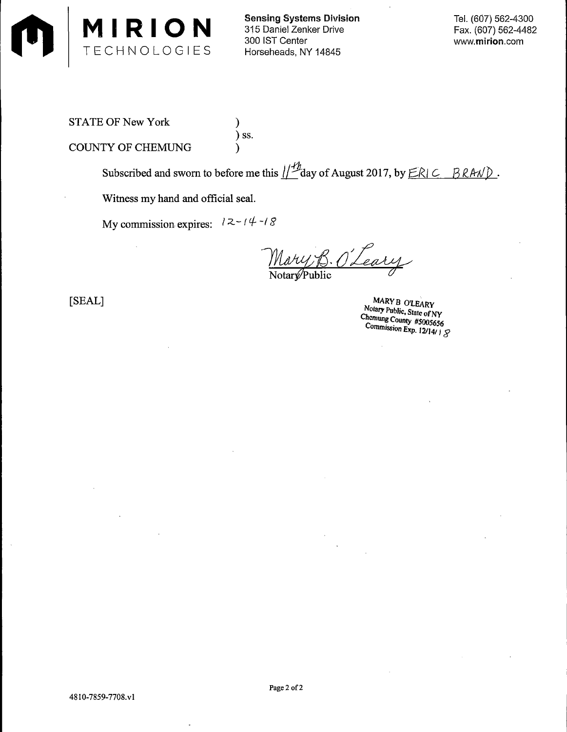**MIRION TECHNOLOGIES**

**Sensing Systems Division**
315 Daniel Zenker Drive
300 IST Center
Horseheads, NY 14845

Tel. (607) 562-4300
Fax. (607) 562-4482
www.**mirion**.com

STATE OF New York )
) ss.
COUNTY OF CHEMUNG )

Subscribed and sworn to before me this 11th day of August 2017, by ERIC BRAND.

Witness my hand and official seal.

My commission expires: 12-14-18

Mary B. O'Leary
Notary Public

[SEAL]

MARY B O'LEARY
Notary Public, State of NY
Chemung County #5005656
Commission Exp. 12/14/18

4810-7859-7708.v1